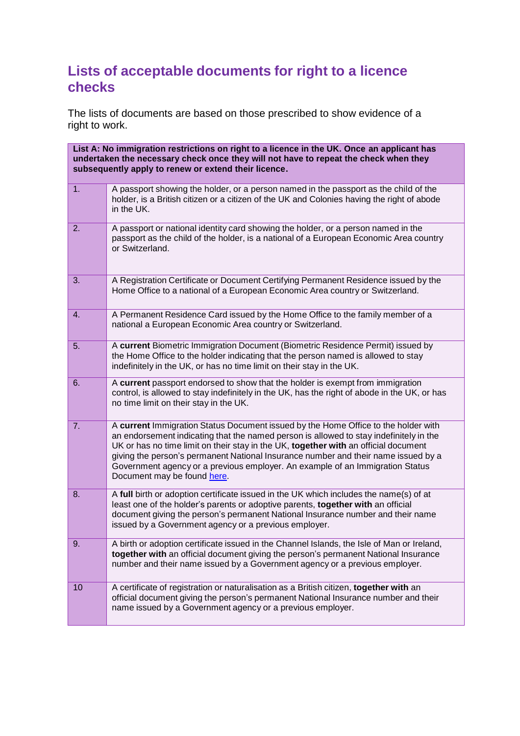# Lists of acceptable documents for right to a licence checks

The lists of documents are based on those prescribed to show evidence of a right to work.

| List A: No immigration restrictions on right to a licence in the UK. Once an applicant has undertaken the necessary check once they will not have to repeat the check when they subsequently apply to renew or extend their licence. | |
|---|---|
| 1. | A passport showing the holder, or a person named in the passport as the child of the holder, is a British citizen or a citizen of the UK and Colonies having the right of abode in the UK. |
| 2. | A passport or national identity card showing the holder, or a person named in the passport as the child of the holder, is a national of a European Economic Area country or Switzerland. |
| 3. | A Registration Certificate or Document Certifying Permanent Residence issued by the Home Office to a national of a European Economic Area country or Switzerland. |
| 4. | A Permanent Residence Card issued by the Home Office to the family member of a national a European Economic Area country or Switzerland. |
| 5. | A **current** Biometric Immigration Document (Biometric Residence Permit) issued by the Home Office to the holder indicating that the person named is allowed to stay indefinitely in the UK, or has no time limit on their stay in the UK. |
| 6. | A **current** passport endorsed to show that the holder is exempt from immigration control, is allowed to stay indefinitely in the UK, has the right of abode in the UK, or has no time limit on their stay in the UK. |
| 7. | A **current** Immigration Status Document issued by the Home Office to the holder with an endorsement indicating that the named person is allowed to stay indefinitely in the UK or has no time limit on their stay in the UK, **together with** an official document giving the person's permanent National Insurance number and their name issued by a Government agency or a previous employer. An example of an Immigration Status Document may be found here. |
| 8. | A **full** birth or adoption certificate issued in the UK which includes the name(s) of at least one of the holder's parents or adoptive parents, **together with** an official document giving the person's permanent National Insurance number and their name issued by a Government agency or a previous employer. |
| 9. | A birth or adoption certificate issued in the Channel Islands, the Isle of Man or Ireland, **together with** an official document giving the person's permanent National Insurance number and their name issued by a Government agency or a previous employer. |
| 10 | A certificate of registration or naturalisation as a British citizen, **together with** an official document giving the person's permanent National Insurance number and their name issued by a Government agency or a previous employer. |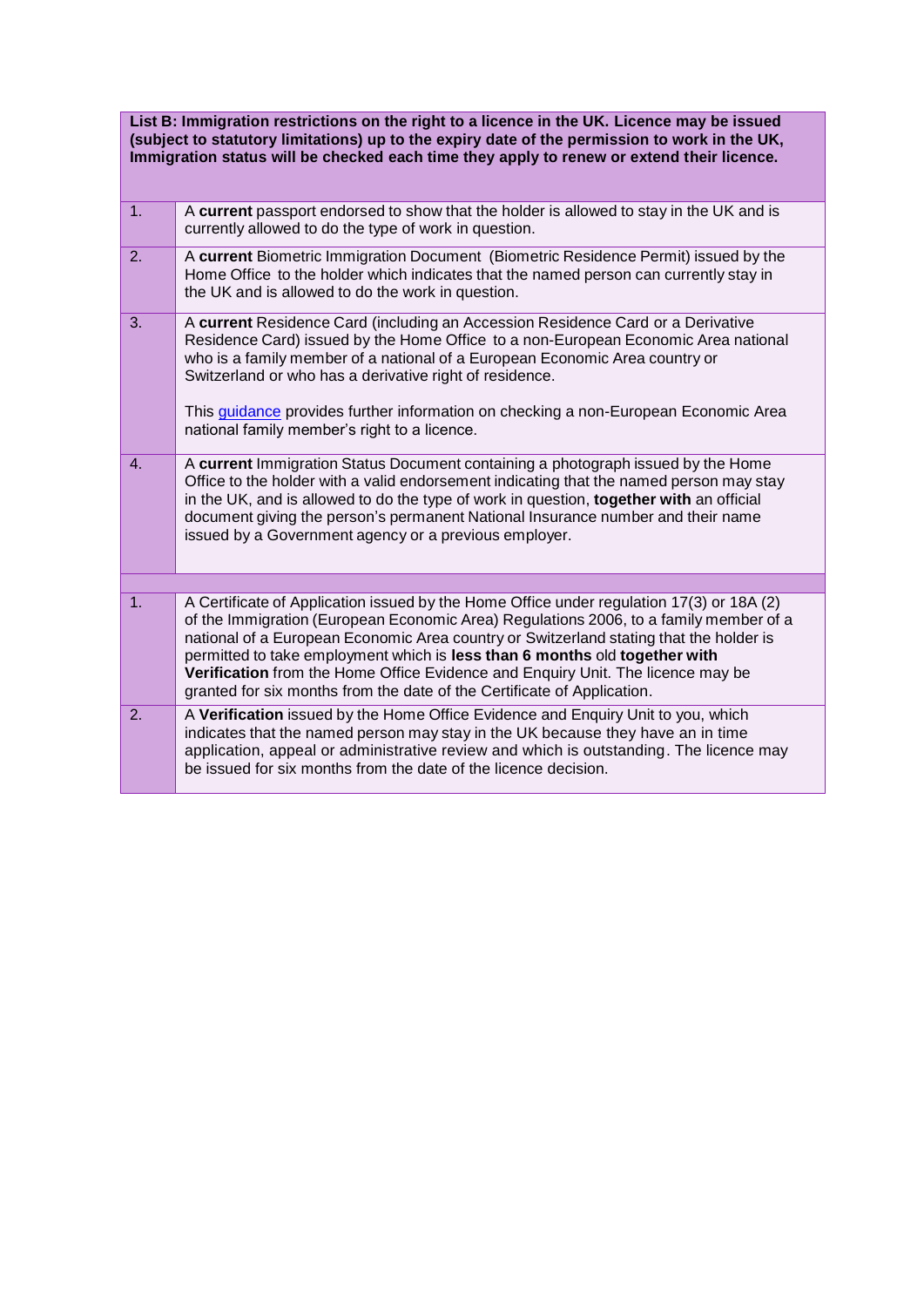| List B: Immigration restrictions on the right to a licence in the UK. Licence may be issued (subject to statutory limitations) up to the expiry date of the permission to work in the UK, Immigration status will be checked each time they apply to renew or extend their licence. | |
|---|---|
| 1. | A **current** passport endorsed to show that the holder is allowed to stay in the UK and is currently allowed to do the type of work in question. |
| 2. | A **current** Biometric Immigration Document (Biometric Residence Permit) issued by the Home Office to the holder which indicates that the named person can currently stay in the UK and is allowed to do the work in question. |
| 3. | A **current** Residence Card (including an Accession Residence Card or a Derivative Residence Card) issued by the Home Office to a non-European Economic Area national who is a family member of a national of a European Economic Area country or Switzerland or who has a derivative right of residence.<br><br>This guidance provides further information on checking a non-European Economic Area national family member's right to a licence. |
| 4. | A **current** Immigration Status Document containing a photograph issued by the Home Office to the holder with a valid endorsement indicating that the named person may stay in the UK, and is allowed to do the type of work in question, **together with** an official document giving the person's permanent National Insurance number and their name issued by a Government agency or a previous employer. |
| | |
| 1. | A Certificate of Application issued by the Home Office under regulation 17(3) or 18A (2) of the Immigration (European Economic Area) Regulations 2006, to a family member of a national of a European Economic Area country or Switzerland stating that the holder is permitted to take employment which is **less than 6 months** old **together with Verification** from the Home Office Evidence and Enquiry Unit. The licence may be granted for six months from the date of the Certificate of Application. |
| 2. | A **Verification** issued by the Home Office Evidence and Enquiry Unit to you, which indicates that the named person may stay in the UK because they have an in time application, appeal or administrative review and which is outstanding. The licence may be issued for six months from the date of the licence decision. |